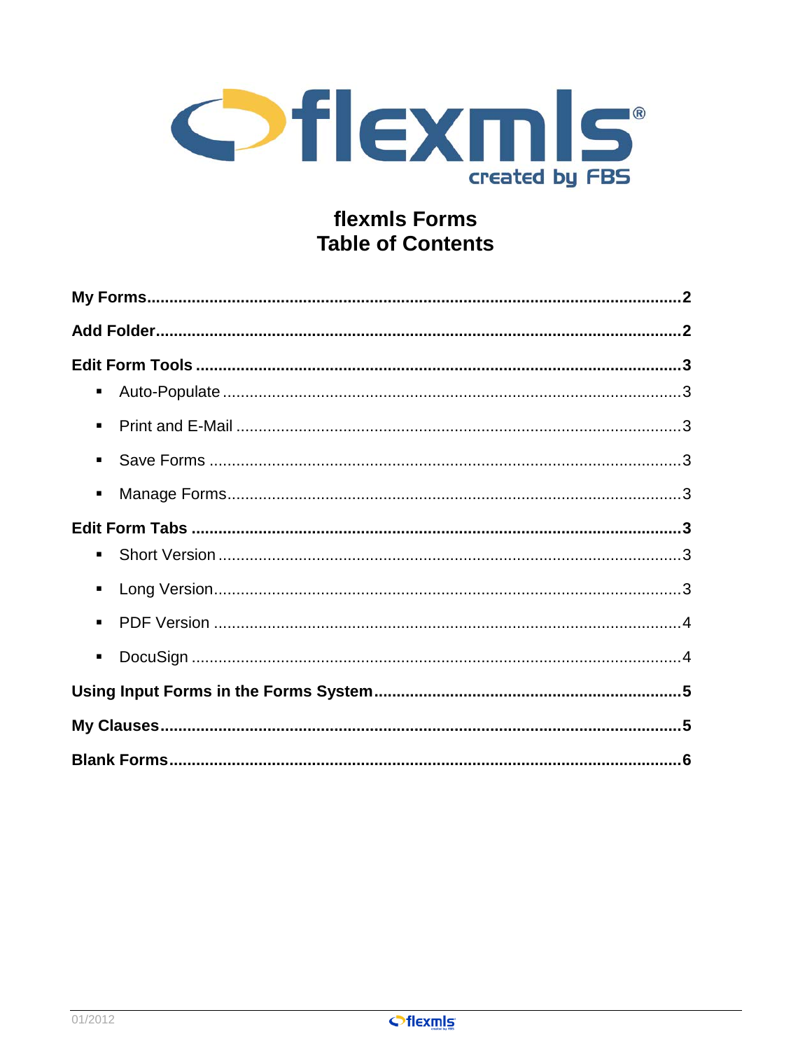# flexmls Forms
# Table of Contents

**My Forms**......................................................................................................**2**

**Add Folder**....................................................................................................**2**

**Edit Form Tools**...........................................................................................**3**

- Auto-Populate.....................................................................................3
- Print and E-Mail..................................................................................3
- Save Forms.........................................................................................3
- Manage Forms....................................................................................3

**Edit Form Tabs**............................................................................................**3**

- Short Version......................................................................................3
- Long Version.......................................................................................3
- PDF Version........................................................................................4
- DocuSign.............................................................................................4

**Using Input Forms in the Forms System**......................................................**5**

**My Clauses**...................................................................................................**5**

**Blank Forms**.................................................................................................**6**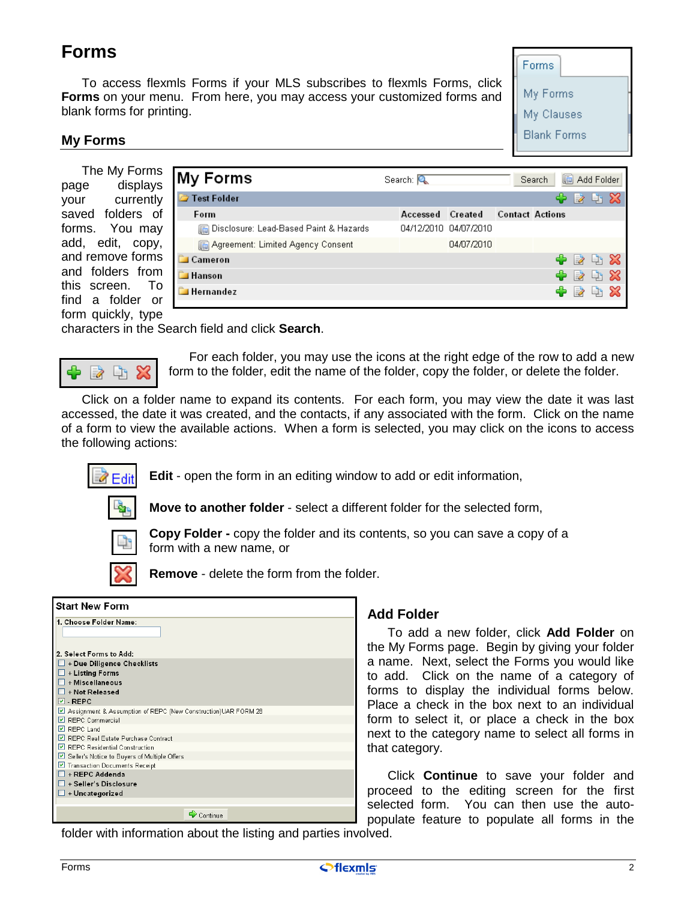# Forms

To access flexmls Forms if your MLS subscribes to flexmls Forms, click **Forms** on your menu. From here, you may access your customized forms and blank forms for printing.

## My Forms

The My Forms page displays your currently saved folders of forms. You may add, edit, copy, and remove forms and folders from this screen. To find a folder or form quickly, type characters in the Search field and click **Search**.

For each folder, you may use the icons at the right edge of the row to add a new form to the folder, edit the name of the folder, copy the folder, or delete the folder.

Click on a folder name to expand its contents. For each form, you may view the date it was last accessed, the date it was created, and the contacts, if any associated with the form. Click on the name of a form to view the available actions. When a form is selected, you may click on the icons to access the following actions:

**Edit** - open the form in an editing window to add or edit information,

**Move to another folder** - select a different folder for the selected form,

**Copy Folder -** copy the folder and its contents, so you can save a copy of a form with a new name, or

**Remove** - delete the form from the folder.

## Add Folder

To add a new folder, click **Add Folder** on the My Forms page. Begin by giving your folder a name. Next, select the Forms you would like to add. Click on the name of a category of forms to display the individual forms below. Place a check in the box next to an individual form to select it, or place a check in the box next to the category name to select all forms in that category.

Click **Continue** to save your folder and proceed to the editing screen for the first selected form. You can then use the auto-populate feature to populate all forms in the folder with information about the listing and parties involved.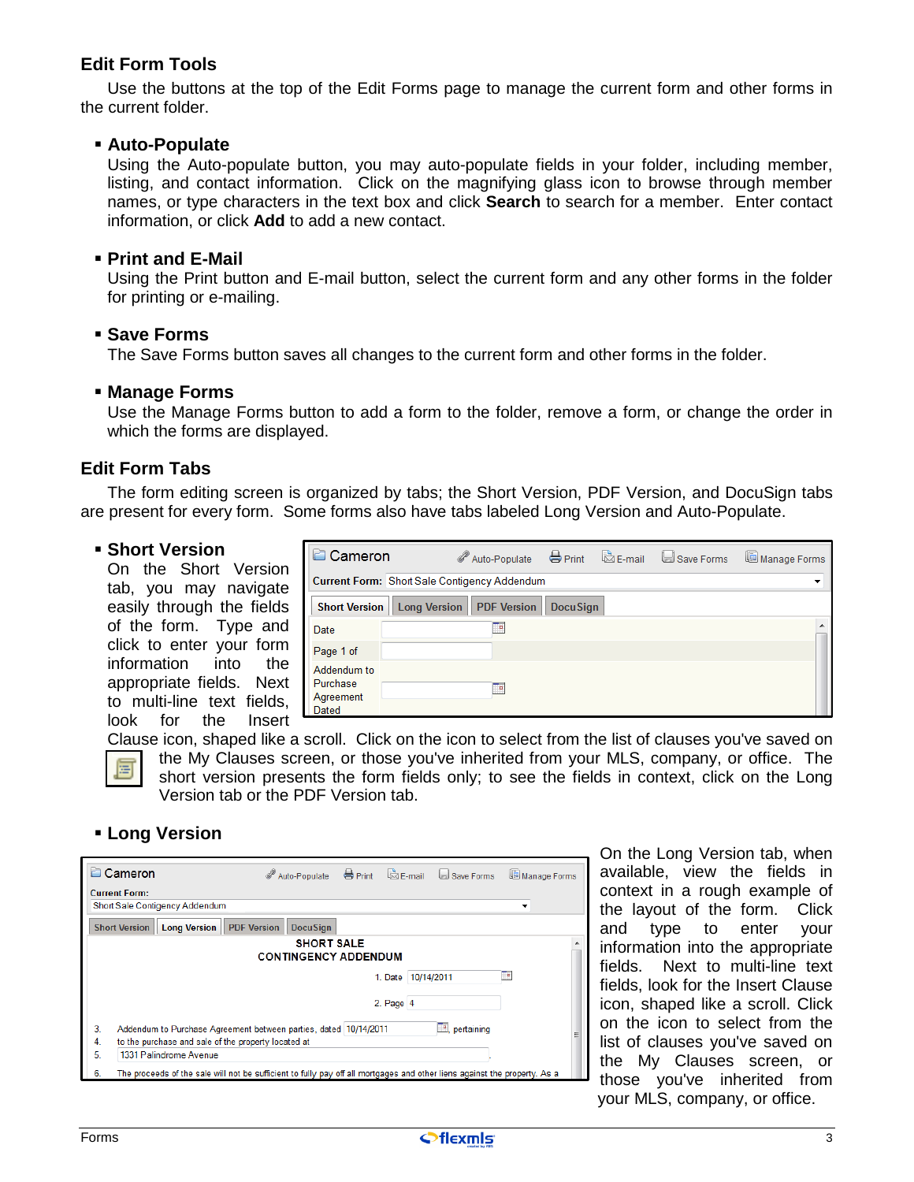## Edit Form Tools

Use the buttons at the top of the Edit Forms page to manage the current form and other forms in the current folder.

- **Auto-Populate**
  Using the Auto-populate button, you may auto-populate fields in your folder, including member, listing, and contact information. Click on the magnifying glass icon to browse through member names, or type characters in the text box and click **Search** to search for a member. Enter contact information, or click **Add** to add a new contact.

- **Print and E-Mail**
  Using the Print button and E-mail button, select the current form and any other forms in the folder for printing or e-mailing.

- **Save Forms**
  The Save Forms button saves all changes to the current form and other forms in the folder.

- **Manage Forms**
  Use the Manage Forms button to add a form to the folder, remove a form, or change the order in which the forms are displayed.

## Edit Form Tabs

The form editing screen is organized by tabs; the Short Version, PDF Version, and DocuSign tabs are present for every form. Some forms also have tabs labeled Long Version and Auto-Populate.

- **Short Version**
  On the Short Version tab, you may navigate easily through the fields of the form. Type and click to enter your form information into the appropriate fields. Next to multi-line text fields, look for the Insert Clause icon, shaped like a scroll. Click on the icon to select from the list of clauses you've saved on the My Clauses screen, or those you've inherited from your MLS, company, or office. The short version presents the form fields only; to see the fields in context, click on the Long Version tab or the PDF Version tab.

- **Long Version**
  On the Long Version tab, when available, view the fields in context in a rough example of the layout of the form. Click and type to enter your information into the appropriate fields. Next to multi-line text fields, look for the Insert Clause icon, shaped like a scroll. Click on the icon to select from the list of clauses you've saved on the My Clauses screen, or those you've inherited from your MLS, company, or office.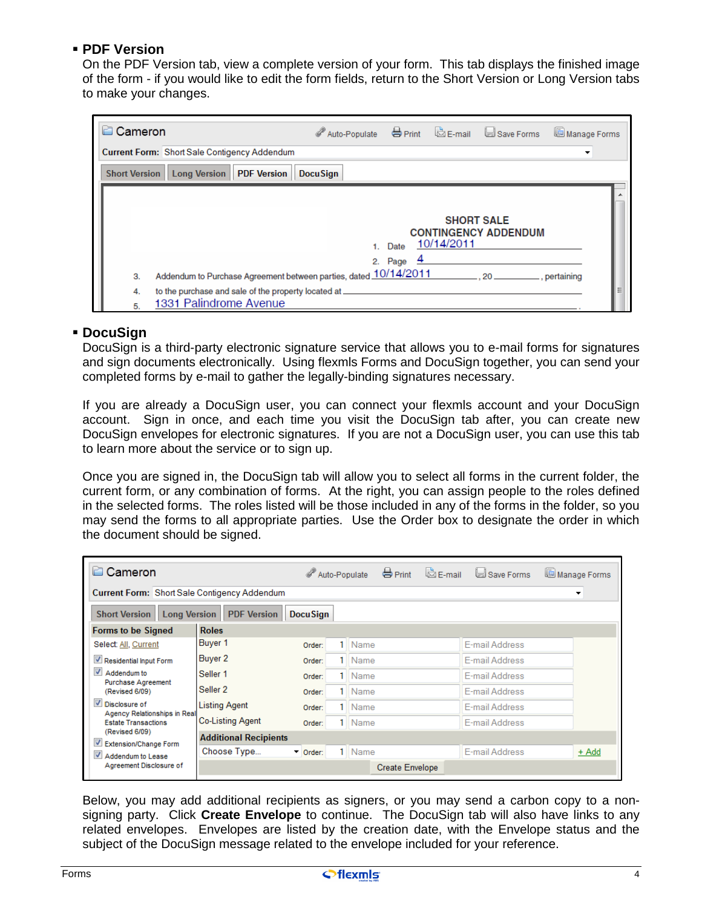- **PDF Version**

  On the PDF Version tab, view a complete version of your form. This tab displays the finished image of the form - if you would like to edit the form fields, return to the Short Version or Long Version tabs to make your changes.

- **DocuSign**

  DocuSign is a third-party electronic signature service that allows you to e-mail forms for signatures and sign documents electronically. Using flexmls Forms and DocuSign together, you can send your completed forms by e-mail to gather the legally-binding signatures necessary.

  If you are already a DocuSign user, you can connect your flexmls account and your DocuSign account. Sign in once, and each time you visit the DocuSign tab after, you can create new DocuSign envelopes for electronic signatures. If you are not a DocuSign user, you can use this tab to learn more about the service or to sign up.

  Once you are signed in, the DocuSign tab will allow you to select all forms in the current folder, the current form, or any combination of forms. At the right, you can assign people to the roles defined in the selected forms. The roles listed will be those included in any of the forms in the folder, so you may send the forms to all appropriate parties. Use the Order box to designate the order in which the document should be signed.

  Below, you may add additional recipients as signers, or you may send a carbon copy to a non-signing party. Click **Create Envelope** to continue. The DocuSign tab will also have links to any related envelopes. Envelopes are listed by the creation date, with the Envelope status and the subject of the DocuSign message related to the envelope included for your reference.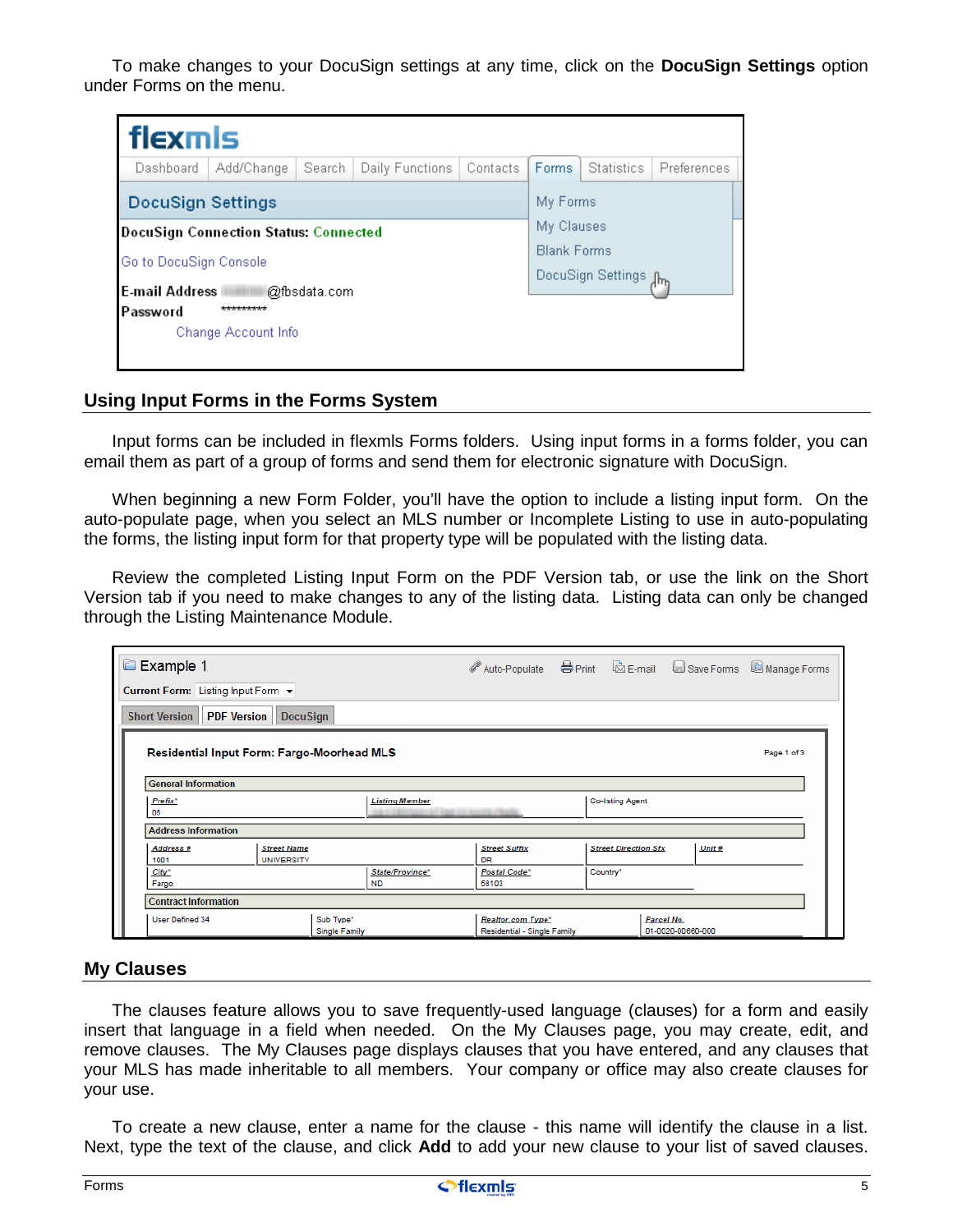To make changes to your DocuSign settings at any time, click on the **DocuSign Settings** option under Forms on the menu.

## Using Input Forms in the Forms System

Input forms can be included in flexmls Forms folders. Using input forms in a forms folder, you can email them as part of a group of forms and send them for electronic signature with DocuSign.

When beginning a new Form Folder, you'll have the option to include a listing input form. On the auto-populate page, when you select an MLS number or Incomplete Listing to use in auto-populating the forms, the listing input form for that property type will be populated with the listing data.

Review the completed Listing Input Form on the PDF Version tab, or use the link on the Short Version tab if you need to make changes to any of the listing data. Listing data can only be changed through the Listing Maintenance Module.

## My Clauses

The clauses feature allows you to save frequently-used language (clauses) for a form and easily insert that language in a field when needed. On the My Clauses page, you may create, edit, and remove clauses. The My Clauses page displays clauses that you have entered, and any clauses that your MLS has made inheritable to all members. Your company or office may also create clauses for your use.

To create a new clause, enter a name for the clause - this name will identify the clause in a list. Next, type the text of the clause, and click **Add** to add your new clause to your list of saved clauses.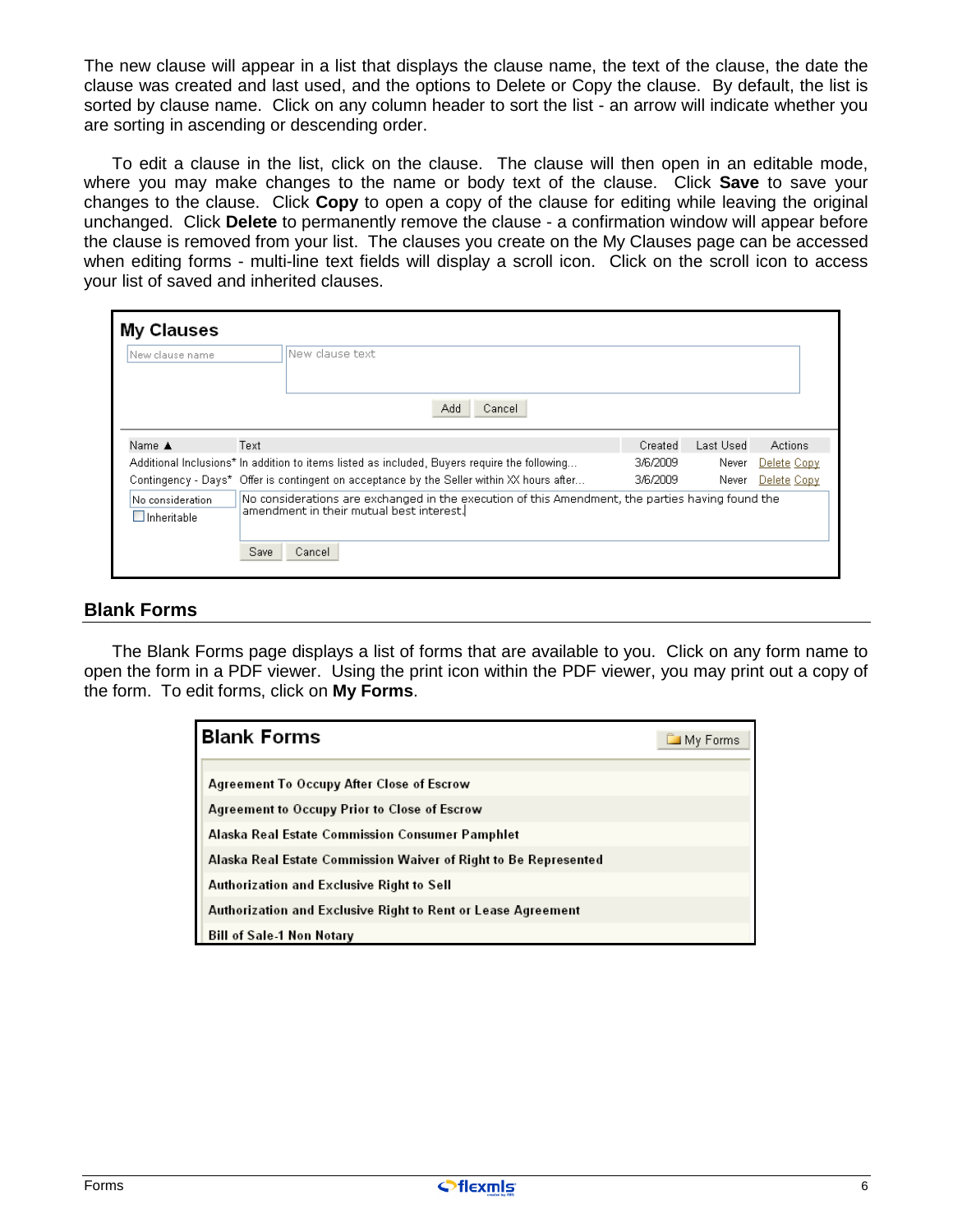The new clause will appear in a list that displays the clause name, the text of the clause, the date the clause was created and last used, and the options to Delete or Copy the clause. By default, the list is sorted by clause name. Click on any column header to sort the list - an arrow will indicate whether you are sorting in ascending or descending order.

To edit a clause in the list, click on the clause. The clause will then open in an editable mode, where you may make changes to the name or body text of the clause. Click **Save** to save your changes to the clause. Click **Copy** to open a copy of the clause for editing while leaving the original unchanged. Click **Delete** to permanently remove the clause - a confirmation window will appear before the clause is removed from your list. The clauses you create on the My Clauses page can be accessed when editing forms - multi-line text fields will display a scroll icon. Click on the scroll icon to access your list of saved and inherited clauses.

**My Clauses**

New clause name | New clause text

Add | Cancel

| Name ▲ | Text | Created | Last Used | Actions |
|---|---|---|---|---|
| Additional Inclusions* | In addition to items listed as included, Buyers require the following... | 3/6/2009 | Never | Delete Copy |
| Contingency - Days* | Offer is contingent on acceptance by the Seller within XX hours after... | 3/6/2009 | Never | Delete Copy |
| No consideration ☐ Inheritable | No considerations are exchanged in the execution of this Amendment, the parties having found the amendment in their mutual best interest. | | | |

Save | Cancel

## Blank Forms

The Blank Forms page displays a list of forms that are available to you. Click on any form name to open the form in a PDF viewer. Using the print icon within the PDF viewer, you may print out a copy of the form. To edit forms, click on **My Forms**.

**Blank Forms** — My Forms

- Agreement To Occupy After Close of Escrow
- Agreement to Occupy Prior to Close of Escrow
- Alaska Real Estate Commission Consumer Pamphlet
- Alaska Real Estate Commission Waiver of Right to Be Represented
- Authorization and Exclusive Right to Sell
- Authorization and Exclusive Right to Rent or Lease Agreement
- Bill of Sale-1 Non Notary